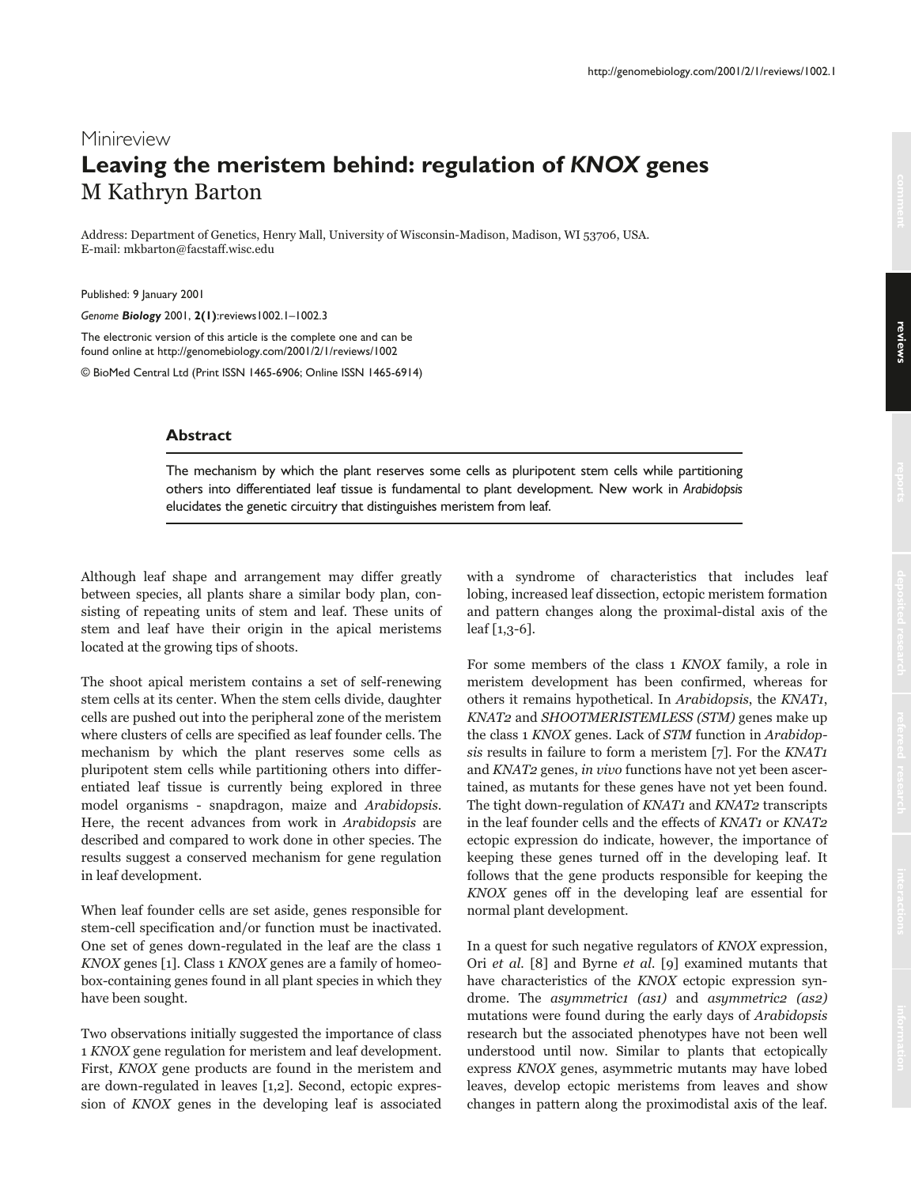Minireview

# Leaving the meristem behind: regulation of *KNOX* genes

M Kathryn Barton

Address: Department of Genetics, Henry Mall, University of Wisconsin-Madison, Madison, WI 53706, USA.
E-mail: mkbarton@facstaff.wisc.edu

Published: 9 January 2001

*Genome **Biology*** 2001, **2(1)**:reviews1002.1–1002.3

The electronic version of this article is the complete one and can be found online at http://genomebiology.com/2001/2/1/reviews/1002

© BioMed Central Ltd (Print ISSN 1465-6906; Online ISSN 1465-6914)

## Abstract

The mechanism by which the plant reserves some cells as pluripotent stem cells while partitioning others into differentiated leaf tissue is fundamental to plant development. New work in *Arabidopsis* elucidates the genetic circuitry that distinguishes meristem from leaf.

Although leaf shape and arrangement may differ greatly between species, all plants share a similar body plan, consisting of repeating units of stem and leaf. These units of stem and leaf have their origin in the apical meristems located at the growing tips of shoots.

The shoot apical meristem contains a set of self-renewing stem cells at its center. When the stem cells divide, daughter cells are pushed out into the peripheral zone of the meristem where clusters of cells are specified as leaf founder cells. The mechanism by which the plant reserves some cells as pluripotent stem cells while partitioning others into differentiated leaf tissue is currently being explored in three model organisms - snapdragon, maize and *Arabidopsis*. Here, the recent advances from work in *Arabidopsis* are described and compared to work done in other species. The results suggest a conserved mechanism for gene regulation in leaf development.

When leaf founder cells are set aside, genes responsible for stem-cell specification and/or function must be inactivated. One set of genes down-regulated in the leaf are the class 1 *KNOX* genes [1]. Class 1 *KNOX* genes are a family of homeobox-containing genes found in all plant species in which they have been sought.

Two observations initially suggested the importance of class 1 *KNOX* gene regulation for meristem and leaf development. First, *KNOX* gene products are found in the meristem and are down-regulated in leaves [1,2]. Second, ectopic expression of *KNOX* genes in the developing leaf is associated with a syndrome of characteristics that includes leaf lobing, increased leaf dissection, ectopic meristem formation and pattern changes along the proximal-distal axis of the leaf [1,3-6].

For some members of the class 1 *KNOX* family, a role in meristem development has been confirmed, whereas for others it remains hypothetical. In *Arabidopsis*, the *KNAT1*, *KNAT2* and *SHOOTMERISTEMLESS (STM)* genes make up the class 1 *KNOX* genes. Lack of *STM* function in *Arabidopsis* results in failure to form a meristem [7]. For the *KNAT1* and *KNAT2* genes, *in vivo* functions have not yet been ascertained, as mutants for these genes have not yet been found. The tight down-regulation of *KNAT1* and *KNAT2* transcripts in the leaf founder cells and the effects of *KNAT1* or *KNAT2* ectopic expression do indicate, however, the importance of keeping these genes turned off in the developing leaf. It follows that the gene products responsible for keeping the *KNOX* genes off in the developing leaf are essential for normal plant development.

In a quest for such negative regulators of *KNOX* expression, Ori *et al.* [8] and Byrne *et al.* [9] examined mutants that have characteristics of the *KNOX* ectopic expression syndrome. The *asymmetric1 (as1)* and *asymmetric2 (as2)* mutations were found during the early days of *Arabidopsis* research but the associated phenotypes have not been well understood until now. Similar to plants that ectopically express *KNOX* genes, asymmetric mutants may have lobed leaves, develop ectopic meristems from leaves and show changes in pattern along the proximodistal axis of the leaf.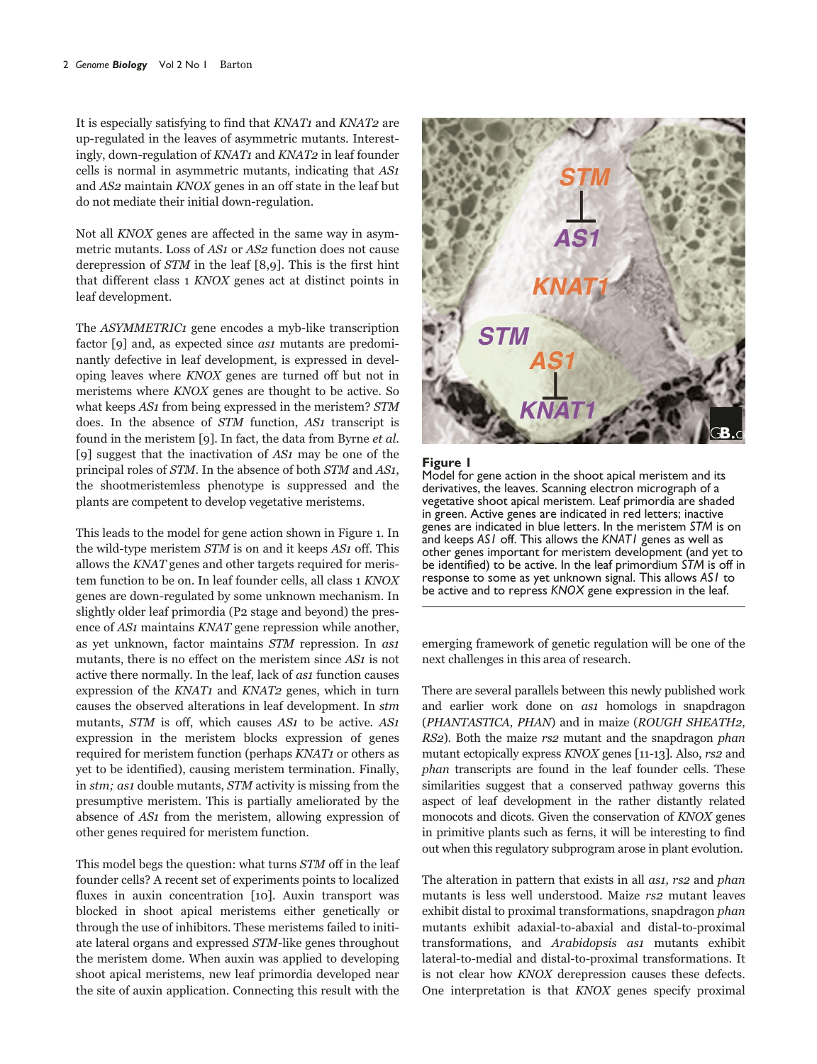It is especially satisfying to find that *KNAT1* and *KNAT2* are up-regulated in the leaves of asymmetric mutants. Interestingly, down-regulation of *KNAT1* and *KNAT2* in leaf founder cells is normal in asymmetric mutants, indicating that *AS1* and *AS2* maintain *KNOX* genes in an off state in the leaf but do not mediate their initial down-regulation.

Not all *KNOX* genes are affected in the same way in asymmetric mutants. Loss of *AS1* or *AS2* function does not cause derepression of *STM* in the leaf [8,9]. This is the first hint that different class 1 *KNOX* genes act at distinct points in leaf development.

The *ASYMMETRIC1* gene encodes a myb-like transcription factor [9] and, as expected since *as1* mutants are predominantly defective in leaf development, is expressed in developing leaves where *KNOX* genes are turned off but not in meristems where *KNOX* genes are thought to be active. So what keeps *AS1* from being expressed in the meristem? *STM* does. In the absence of *STM* function, *AS1* transcript is found in the meristem [9]. In fact, the data from Byrne *et al.* [9] suggest that the inactivation of *AS1* may be one of the principal roles of *STM*. In the absence of both *STM* and *AS1*, the shootmeristemless phenotype is suppressed and the plants are competent to develop vegetative meristems.

This leads to the model for gene action shown in Figure 1. In the wild-type meristem *STM* is on and it keeps *AS1* off. This allows the *KNAT* genes and other targets required for meristem function to be on. In leaf founder cells, all class 1 *KNOX* genes are down-regulated by some unknown mechanism. In slightly older leaf primordia (P2 stage and beyond) the presence of *AS1* maintains *KNAT* gene repression while another, as yet unknown, factor maintains *STM* repression. In *as1* mutants, there is no effect on the meristem since *AS1* is not active there normally. In the leaf, lack of *as1* function causes expression of the *KNAT1* and *KNAT2* genes, which in turn causes the observed alterations in leaf development. In *stm* mutants, *STM* is off, which causes *AS1* to be active. *AS1* expression in the meristem blocks expression of genes required for meristem function (perhaps *KNAT1* or others as yet to be identified), causing meristem termination. Finally, in *stm; as1* double mutants, *STM* activity is missing from the presumptive meristem. This is partially ameliorated by the absence of *AS1* from the meristem, allowing expression of other genes required for meristem function.

This model begs the question: what turns *STM* off in the leaf founder cells? A recent set of experiments points to localized fluxes in auxin concentration [10]. Auxin transport was blocked in shoot apical meristems either genetically or through the use of inhibitors. These meristems failed to initiate lateral organs and expressed *STM*-like genes throughout the meristem dome. When auxin was applied to developing shoot apical meristems, new leaf primordia developed near the site of auxin application. Connecting this result with the emerging framework of genetic regulation will be one of the next challenges in this area of research.

**Figure 1**
Model for gene action in the shoot apical meristem and its derivatives, the leaves. Scanning electron micrograph of a vegetative shoot apical meristem. Leaf primordia are shaded in green. Active genes are indicated in red letters; inactive genes are indicated in blue letters. In the meristem *STM* is on and keeps *AS1* off. This allows the *KNAT1* genes as well as other genes important for meristem development (and yet to be identified) to be active. In the leaf primordium *STM* is off in response to some as yet unknown signal. This allows *AS1* to be active and to repress *KNOX* gene expression in the leaf.

There are several parallels between this newly published work and earlier work done on *as1* homologs in snapdragon (*PHANTASTICA, PHAN*) and in maize (*ROUGH SHEATH2, RS2*). Both the maize *rs2* mutant and the snapdragon *phan* mutant ectopically express *KNOX* genes [11-13]. Also, *rs2* and *phan* transcripts are found in the leaf founder cells. These similarities suggest that a conserved pathway governs this aspect of leaf development in the rather distantly related monocots and dicots. Given the conservation of *KNOX* genes in primitive plants such as ferns, it will be interesting to find out when this regulatory subprogram arose in plant evolution.

The alteration in pattern that exists in all *as1, rs2* and *phan* mutants is less well understood. Maize *rs2* mutant leaves exhibit distal to proximal transformations, snapdragon *phan* mutants exhibit adaxial-to-abaxial and distal-to-proximal transformations, and *Arabidopsis as1* mutants exhibit lateral-to-medial and distal-to-proximal transformations. It is not clear how *KNOX* derepression causes these defects. One interpretation is that *KNOX* genes specify proximal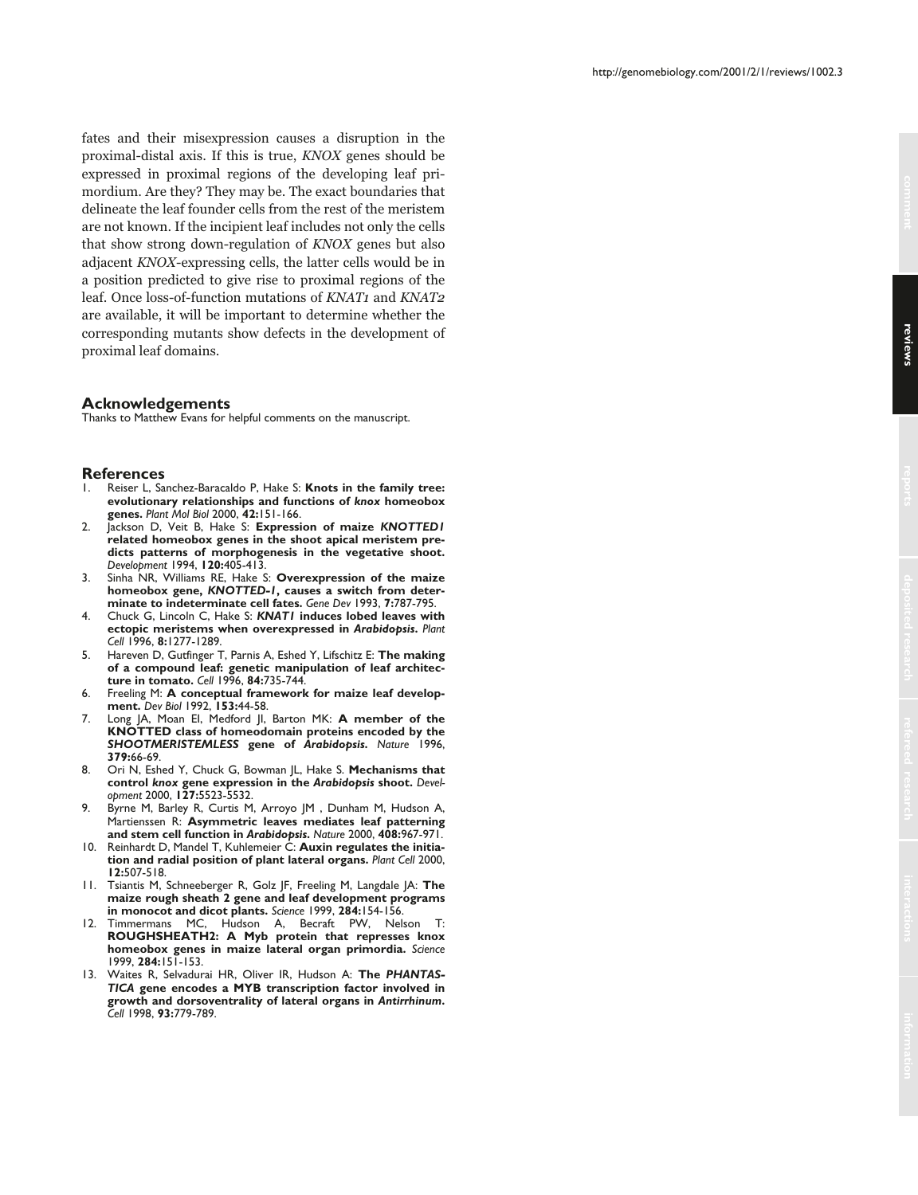fates and their misexpression causes a disruption in the proximal-distal axis. If this is true, *KNOX* genes should be expressed in proximal regions of the developing leaf primordium. Are they? They may be. The exact boundaries that delineate the leaf founder cells from the rest of the meristem are not known. If the incipient leaf includes not only the cells that show strong down-regulation of *KNOX* genes but also adjacent *KNOX*-expressing cells, the latter cells would be in a position predicted to give rise to proximal regions of the leaf. Once loss-of-function mutations of *KNAT1* and *KNAT2* are available, it will be important to determine whether the corresponding mutants show defects in the development of proximal leaf domains.

## Acknowledgements

Thanks to Matthew Evans for helpful comments on the manuscript.

## References

1. Reiser L, Sanchez-Baracaldo P, Hake S: **Knots in the family tree: evolutionary relationships and functions of *knox* homeobox genes.** *Plant Mol Biol* 2000, **42:**151-166.
2. Jackson D, Veit B, Hake S: **Expression of maize *KNOTTED1* related homeobox genes in the shoot apical meristem predicts patterns of morphogenesis in the vegetative shoot.** *Development* 1994, **120:**405-413.
3. Sinha NR, Williams RE, Hake S: **Overexpression of the maize homeobox gene, *KNOTTED-1*, causes a switch from determinate to indeterminate cell fates.** *Gene Dev* 1993, **7:**787-795.
4. Chuck G, Lincoln C, Hake S: ***KNAT1* induces lobed leaves with ectopic meristems when overexpressed in *Arabidopsis*.** *Plant Cell* 1996, **8:**1277-1289.
5. Hareven D, Gutfinger T, Parnis A, Eshed Y, Lifschitz E: **The making of a compound leaf: genetic manipulation of leaf architecture in tomato.** *Cell* 1996, **84:**735-744.
6. Freeling M: **A conceptual framework for maize leaf development.** *Dev Biol* 1992, **153:**44-58.
7. Long JA, Moan EI, Medford JI, Barton MK: **A member of the KNOTTED class of homeodomain proteins encoded by the *SHOOTMERISTEMLESS* gene of *Arabidopsis*.** *Nature* 1996, **379:**66-69.
8. Ori N, Eshed Y, Chuck G, Bowman JL, Hake S. **Mechanisms that control *knox* gene expression in the *Arabidopsis* shoot.** *Development* 2000, **127:**5523-5532.
9. Byrne M, Barley R, Curtis M, Arroyo JM , Dunham M, Hudson A, Martienssen R: **Asymmetric leaves mediates leaf patterning and stem cell function in *Arabidopsis*.** *Nature* 2000, **408:**967-971.
10. Reinhardt D, Mandel T, Kuhlemeier C: **Auxin regulates the initiation and radial position of plant lateral organs.** *Plant Cell* 2000, **12:**507-518.
11. Tsiantis M, Schneeberger R, Golz JF, Freeling M, Langdale JA: **The maize rough sheath 2 gene and leaf development programs in monocot and dicot plants.** *Science* 1999, **284:**154-156.
12. Timmermans MC, Hudson A, Becraft PW, Nelson T: **ROUGHSHEATH2: A Myb protein that represses knox homeobox genes in maize lateral organ primordia.** *Science* 1999, **284:**151-153.
13. Waites R, Selvadurai HR, Oliver IR, Hudson A: **The *PHANTASTICA* gene encodes a MYB transcription factor involved in growth and dorsoventrality of lateral organs in *Antirrhinum*.** *Cell* 1998, **93:**779-789.